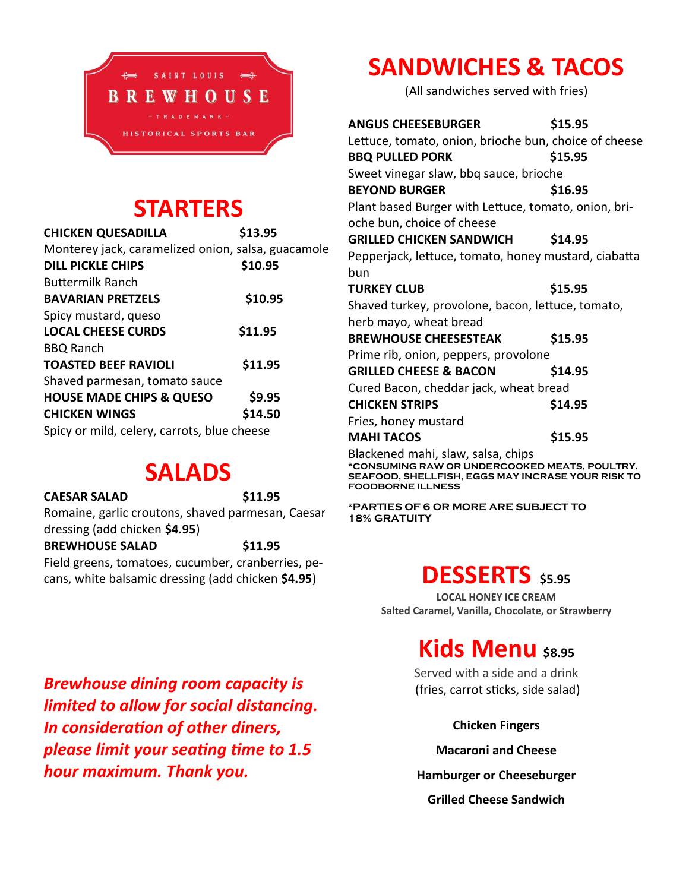SAINT LOUIS

# BREWHOUSE

TRADEMARK

HISTORICAL SPORTS BAR

## STARTERS

**CHICKEN QUESADILLA** $13.95
Monterey jack, caramelized onion, salsa, guacamole

**DILL PICKLE CHIPS** $10.95
Buttermilk Ranch

**BAVARIAN PRETZELS** $10.95
Spicy mustard, queso

**LOCAL CHEESE CURDS** $11.95
BBQ Ranch

**TOASTED BEEF RAVIOLI** $11.95
Shaved parmesan, tomato sauce

**HOUSE MADE CHIPS & QUESO** $9.95

**CHICKEN WINGS** $14.50
Spicy or mild, celery, carrots, blue cheese

## SALADS

**CAESAR SALAD** $11.95
Romaine, garlic croutons, shaved parmesan, Caesar dressing (add chicken **$4.95**)

**BREWHOUSE SALAD** $11.95
Field greens, tomatoes, cucumber, cranberries, pecans, white balsamic dressing (add chicken **$4.95**)

***Brewhouse dining room capacity is limited to allow for social distancing. In consideration of other diners, please limit your seating time to 1.5 hour maximum. Thank you.***

## SANDWICHES & TACOS

(All sandwiches served with fries)

**ANGUS CHEESEBURGER** $15.95
Lettuce, tomato, onion, brioche bun, choice of cheese

**BBQ PULLED PORK** $15.95
Sweet vinegar slaw, bbq sauce, brioche

**BEYOND BURGER** $16.95
Plant based Burger with Lettuce, tomato, onion, brioche bun, choice of cheese

**GRILLED CHICKEN SANDWICH** $14.95
Pepperjack, lettuce, tomato, honey mustard, ciabatta bun

**TURKEY CLUB** $15.95
Shaved turkey, provolone, bacon, lettuce, tomato, herb mayo, wheat bread

**BREWHOUSE CHEESESTEAK** $15.95
Prime rib, onion, peppers, provolone

**GRILLED CHEESE & BACON** $14.95
Cured Bacon, cheddar jack, wheat bread

**CHICKEN STRIPS** $14.95
Fries, honey mustard

**MAHI TACOS** $15.95
Blackened mahi, slaw, salsa, chips

**\*CONSUMING RAW OR UNDERCOOKED MEATS, POULTRY, SEAFOOD, SHELLFISH, EGGS MAY INCRASE YOUR RISK TO FOODBORNE ILLNESS**

**\*PARTIES OF 6 OR MORE ARE SUBJECT TO 18% GRATUITY**

## DESSERTS $5.95

**LOCAL HONEY ICE CREAM**
**Salted Caramel, Vanilla, Chocolate, or Strawberry**

## Kids Menu $8.95

Served with a side and a drink
(fries, carrot sticks, side salad)

**Chicken Fingers**

**Macaroni and Cheese**

**Hamburger or Cheeseburger**

**Grilled Cheese Sandwich**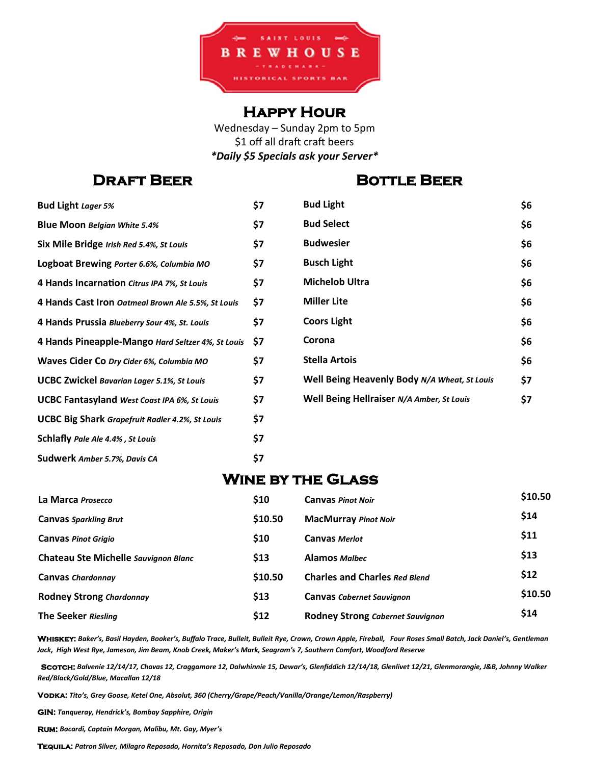SAINT LOUIS

BREWHOUSE

TRADEMARK

HISTORICAL SPORTS BAR

# Happy Hour

Wednesday – Sunday 2pm to 5pm
$1 off all draft craft beers
***Daily $5 Specials ask your Server***

## Draft Beer

| | |
|---|---|
| **Bud Light** *Lager 5%* | $7 |
| **Blue Moon** *Belgian White 5.4%* | $7 |
| **Six Mile Bridge** *Irish Red 5.4%, St Louis* | $7 |
| **Logboat Brewing** *Porter 6.6%, Columbia MO* | $7 |
| **4 Hands Incarnation** *Citrus IPA 7%, St Louis* | $7 |
| **4 Hands Cast Iron** *Oatmeal Brown Ale 5.5%, St Louis* | $7 |
| **4 Hands Prussia** *Blueberry Sour 4%, St. Louis* | $7 |
| **4 Hands Pineapple-Mango** *Hard Seltzer 4%, St Louis* | $7 |
| **Waves Cider Co** *Dry Cider 6%, Columbia MO* | $7 |
| **UCBC Zwickel** *Bavarian Lager 5.1%, St Louis* | $7 |
| **UCBC Fantasyland** *West Coast IPA 6%, St Louis* | $7 |
| **UCBC Big Shark** *Grapefruit Radler 4.2%, St Louis* | $7 |
| **Schlafly** *Pale Ale 4.4% , St Louis* | $7 |
| **Sudwerk** *Amber 5.7%, Davis CA* | $7 |

## Bottle Beer

| | |
|---|---|
| **Bud Light** | $6 |
| **Bud Select** | $6 |
| **Budwesier** | $6 |
| **Busch Light** | $6 |
| **Michelob Ultra** | $6 |
| **Miller Lite** | $6 |
| **Coors Light** | $6 |
| **Corona** | $6 |
| **Stella Artois** | $6 |
| **Well Being Heavenly Body** *N/A Wheat, St Louis* | $7 |
| **Well Being Hellraiser** *N/A Amber, St Louis* | $7 |

## Wine by the Glass

| | | | |
|---|---|---|---|
| **La Marca** *Prosecco* | $10 | **Canvas** *Pinot Noir* | $10.50 |
| **Canvas** *Sparkling Brut* | $10.50 | **MacMurray** *Pinot Noir* | $14 |
| **Canvas** *Pinot Grigio* | $10 | **Canvas** *Merlot* | $11 |
| **Chateau Ste Michelle** *Sauvignon Blanc* | $13 | **Alamos** *Malbec* | $13 |
| **Canvas** *Chardonnay* | $10.50 | **Charles and Charles** *Red Blend* | $12 |
| **Rodney Strong** *Chardonnay* | $13 | **Canvas** *Cabernet Sauvignon* | $10.50 |
| **The Seeker** *Riesling* | $12 | **Rodney Strong** *Cabernet Sauvignon* | $14 |

**Whiskey:** *Baker's, Basil Hayden, Booker's, Buffalo Trace, Bulleit, Bulleit Rye, Crown, Crown Apple, Fireball, Four Roses Small Batch, Jack Daniel's, Gentleman Jack, High West Rye, Jameson, Jim Beam, Knob Creek, Maker's Mark, Seagram's 7, Southern Comfort, Woodford Reserve*

**Scotch:** *Balvenie 12/14/17, Chavas 12, Craggamore 12, Dalwhinnie 15, Dewar's, Glenfiddich 12/14/18, Glenlivet 12/21, Glenmorangie, J&B, Johnny Walker Red/Black/Gold/Blue, Macallan 12/18*

**Vodka:** *Tito's, Grey Goose, Ketel One, Absolut, 360 (Cherry/Grape/Peach/Vanilla/Orange/Lemon/Raspberry)*

**Gin:** *Tanqueray, Hendrick's, Bombay Sapphire, Origin*

**Rum:** *Bacardi, Captain Morgan, Malibu, Mt. Gay, Myer's*

**Tequila:** *Patron Silver, Milagro Reposado, Hornita's Reposado, Don Julio Reposado*